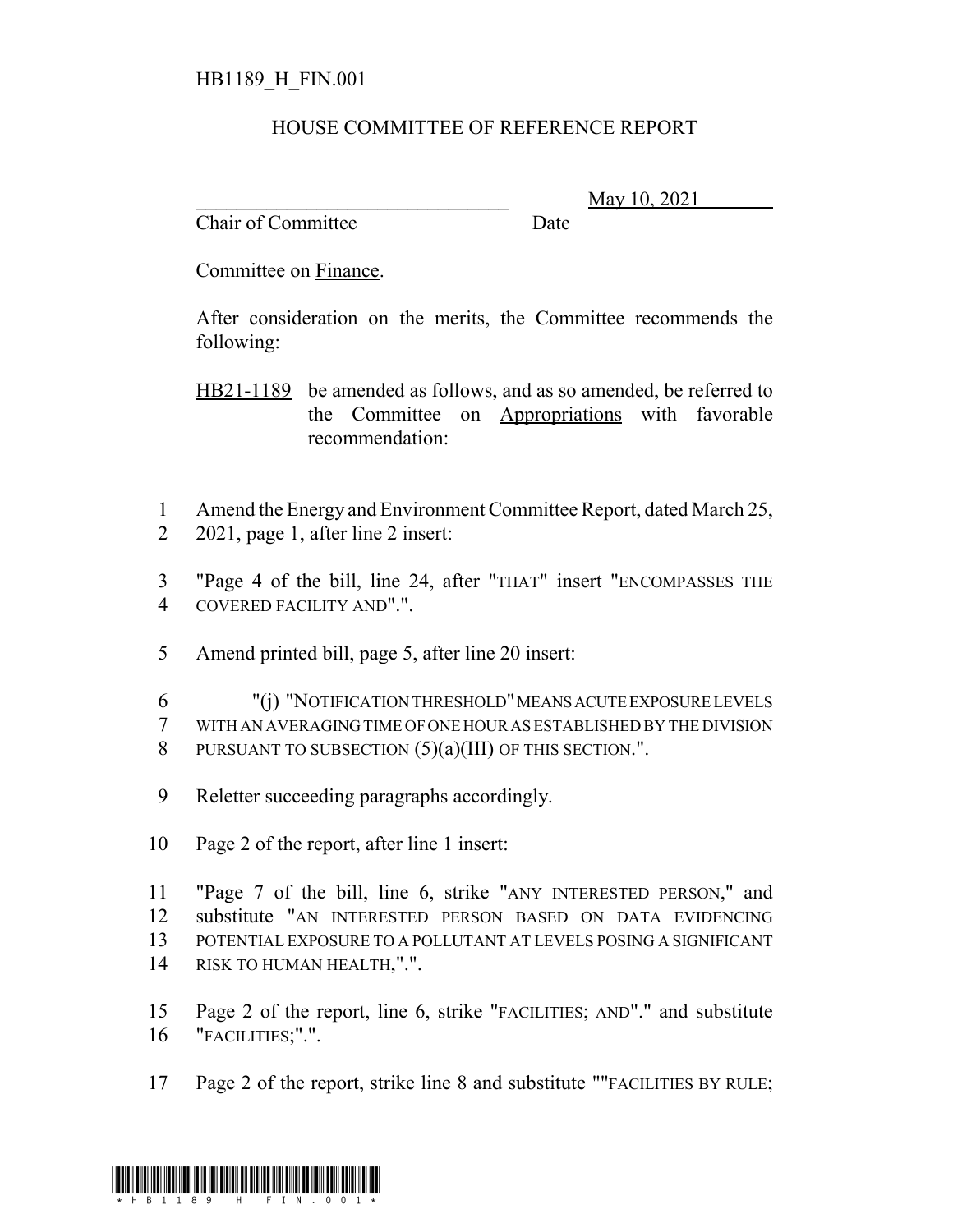HB1189_H_FIN.001

# HOUSE COMMITTEE OF REFERENCE REPORT

________________________________ May 10, 2021

Chair of Committee Date

Committee on Finance.

After consideration on the merits, the Committee recommends the following:

HB21-1189 be amended as follows, and as so amended, be referred to the Committee on Appropriations with favorable recommendation:

1 Amend the Energy and Environment Committee Report, dated March 25,
2 2021, page 1, after line 2 insert:

3 "Page 4 of the bill, line 24, after "THAT" insert "ENCOMPASSES THE
4 COVERED FACILITY AND".".

5 Amend printed bill, page 5, after line 20 insert:

6 "(j) "NOTIFICATION THRESHOLD" MEANS ACUTE EXPOSURE LEVELS
7 WITH AN AVERAGING TIME OF ONE HOUR AS ESTABLISHED BY THE DIVISION
8 PURSUANT TO SUBSECTION (5)(a)(III) OF THIS SECTION.".

9 Reletter succeeding paragraphs accordingly.

10 Page 2 of the report, after line 1 insert:

11 "Page 7 of the bill, line 6, strike "ANY INTERESTED PERSON," and
12 substitute "AN INTERESTED PERSON BASED ON DATA EVIDENCING
13 POTENTIAL EXPOSURE TO A POLLUTANT AT LEVELS POSING A SIGNIFICANT
14 RISK TO HUMAN HEALTH,".".

15 Page 2 of the report, line 6, strike "FACILITIES; AND"." and substitute
16 "FACILITIES;".".

17 Page 2 of the report, strike line 8 and substitute ""FACILITIES BY RULE;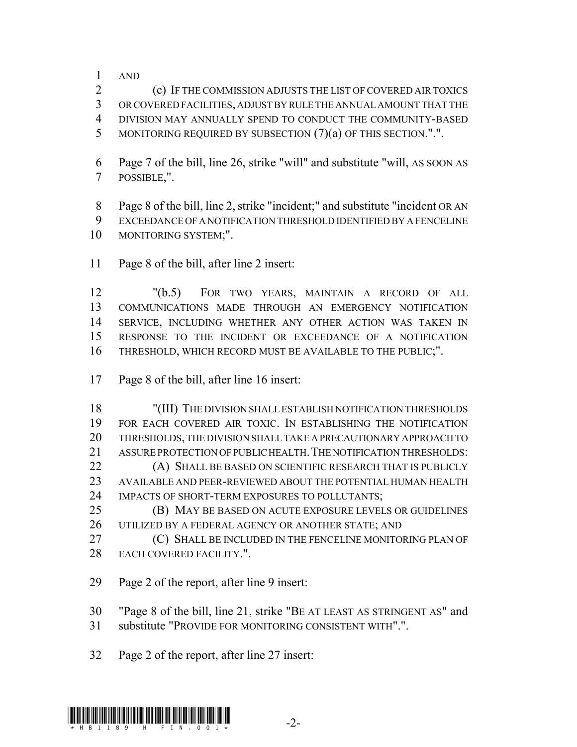AND

(c) IF THE COMMISSION ADJUSTS THE LIST OF COVERED AIR TOXICS OR COVERED FACILITIES, ADJUST BY RULE THE ANNUAL AMOUNT THAT THE DIVISION MAY ANNUALLY SPEND TO CONDUCT THE COMMUNITY-BASED MONITORING REQUIRED BY SUBSECTION (7)(a) OF THIS SECTION.".".

Page 7 of the bill, line 26, strike "will" and substitute "will, AS SOON AS POSSIBLE,".

Page 8 of the bill, line 2, strike "incident;" and substitute "incident OR AN EXCEEDANCE OF A NOTIFICATION THRESHOLD IDENTIFIED BY A FENCELINE MONITORING SYSTEM;".

Page 8 of the bill, after line 2 insert:

"(b.5) FOR TWO YEARS, MAINTAIN A RECORD OF ALL COMMUNICATIONS MADE THROUGH AN EMERGENCY NOTIFICATION SERVICE, INCLUDING WHETHER ANY OTHER ACTION WAS TAKEN IN RESPONSE TO THE INCIDENT OR EXCEEDANCE OF A NOTIFICATION THRESHOLD, WHICH RECORD MUST BE AVAILABLE TO THE PUBLIC;".

Page 8 of the bill, after line 16 insert:

"(III) THE DIVISION SHALL ESTABLISH NOTIFICATION THRESHOLDS FOR EACH COVERED AIR TOXIC. IN ESTABLISHING THE NOTIFICATION THRESHOLDS, THE DIVISION SHALL TAKE A PRECAUTIONARY APPROACH TO ASSURE PROTECTION OF PUBLIC HEALTH. THE NOTIFICATION THRESHOLDS:

(A) SHALL BE BASED ON SCIENTIFIC RESEARCH THAT IS PUBLICLY AVAILABLE AND PEER-REVIEWED ABOUT THE POTENTIAL HUMAN HEALTH IMPACTS OF SHORT-TERM EXPOSURES TO POLLUTANTS;

(B) MAY BE BASED ON ACUTE EXPOSURE LEVELS OR GUIDELINES UTILIZED BY A FEDERAL AGENCY OR ANOTHER STATE; AND

(C) SHALL BE INCLUDED IN THE FENCELINE MONITORING PLAN OF EACH COVERED FACILITY.".

Page 2 of the report, after line 9 insert:

"Page 8 of the bill, line 21, strike "BE AT LEAST AS STRINGENT AS" and substitute "PROVIDE FOR MONITORING CONSISTENT WITH".".

Page 2 of the report, after line 27 insert: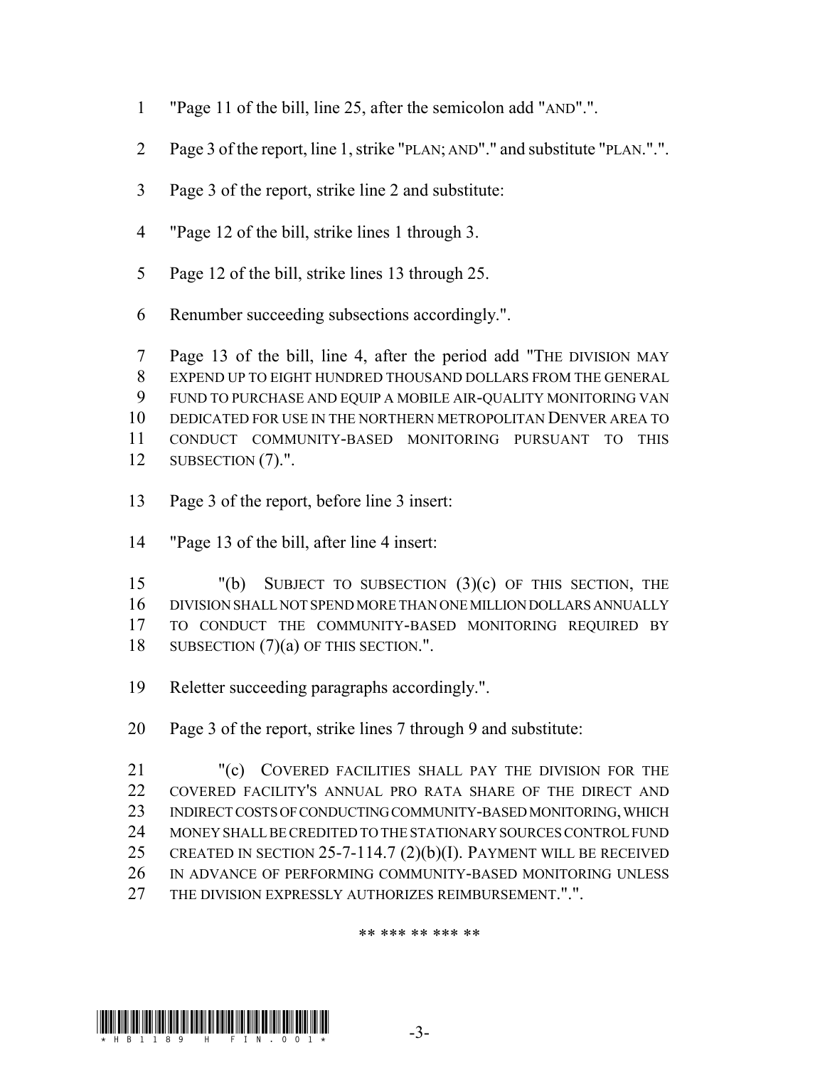"Page 11 of the bill, line 25, after the semicolon add "AND".".

Page 3 of the report, line 1, strike "PLAN; AND"." and substitute "PLAN.".".

Page 3 of the report, strike line 2 and substitute:

"Page 12 of the bill, strike lines 1 through 3.

Page 12 of the bill, strike lines 13 through 25.

Renumber succeeding subsections accordingly.".

Page 13 of the bill, line 4, after the period add "THE DIVISION MAY EXPEND UP TO EIGHT HUNDRED THOUSAND DOLLARS FROM THE GENERAL FUND TO PURCHASE AND EQUIP A MOBILE AIR-QUALITY MONITORING VAN DEDICATED FOR USE IN THE NORTHERN METROPOLITAN DENVER AREA TO CONDUCT COMMUNITY-BASED MONITORING PURSUANT TO THIS SUBSECTION (7).".

Page 3 of the report, before line 3 insert:

"Page 13 of the bill, after line 4 insert:

"(b) SUBJECT TO SUBSECTION (3)(c) OF THIS SECTION, THE DIVISION SHALL NOT SPEND MORE THAN ONE MILLION DOLLARS ANNUALLY TO CONDUCT THE COMMUNITY-BASED MONITORING REQUIRED BY SUBSECTION (7)(a) OF THIS SECTION.".

Reletter succeeding paragraphs accordingly.".

Page 3 of the report, strike lines 7 through 9 and substitute:

"(c) COVERED FACILITIES SHALL PAY THE DIVISION FOR THE COVERED FACILITY'S ANNUAL PRO RATA SHARE OF THE DIRECT AND INDIRECT COSTS OF CONDUCTING COMMUNITY-BASED MONITORING, WHICH MONEY SHALL BE CREDITED TO THE STATIONARY SOURCES CONTROL FUND CREATED IN SECTION 25-7-114.7 (2)(b)(I). PAYMENT WILL BE RECEIVED IN ADVANCE OF PERFORMING COMMUNITY-BASED MONITORING UNLESS THE DIVISION EXPRESSLY AUTHORIZES REIMBURSEMENT.".".

** *** ** *** **